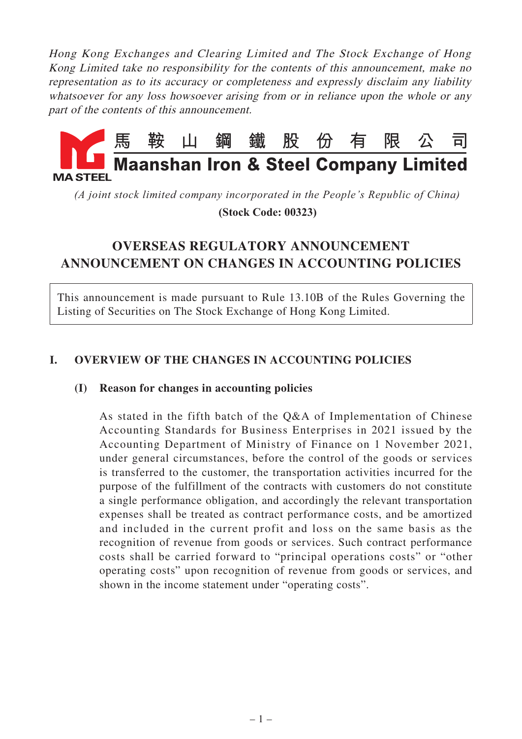*Hong Kong Exchanges and Clearing Limited and The Stock Exchange of Hong Kong Limited take no responsibility for the contents of this announcement, make no representation as to its accuracy or completeness and expressly disclaim any liability whatsoever for any loss howsoever arising from or in reliance upon the whole or any part of the contents of this announcement.*

# 馬鞍山鋼鐵股份有限公司
# Maanshan Iron & Steel Company Limited

MA STEEL

*(A joint stock limited company incorporated in the People's Republic of China)*

**(Stock Code: 00323)**

## OVERSEAS REGULATORY ANNOUNCEMENT
## ANNOUNCEMENT ON CHANGES IN ACCOUNTING POLICIES

This announcement is made pursuant to Rule 13.10B of the Rules Governing the Listing of Securities on The Stock Exchange of Hong Kong Limited.

### I. OVERVIEW OF THE CHANGES IN ACCOUNTING POLICIES

#### (I) Reason for changes in accounting policies

As stated in the fifth batch of the Q&A of Implementation of Chinese Accounting Standards for Business Enterprises in 2021 issued by the Accounting Department of Ministry of Finance on 1 November 2021, under general circumstances, before the control of the goods or services is transferred to the customer, the transportation activities incurred for the purpose of the fulfillment of the contracts with customers do not constitute a single performance obligation, and accordingly the relevant transportation expenses shall be treated as contract performance costs, and be amortized and included in the current profit and loss on the same basis as the recognition of revenue from goods or services. Such contract performance costs shall be carried forward to "principal operations costs" or "other operating costs" upon recognition of revenue from goods or services, and shown in the income statement under "operating costs".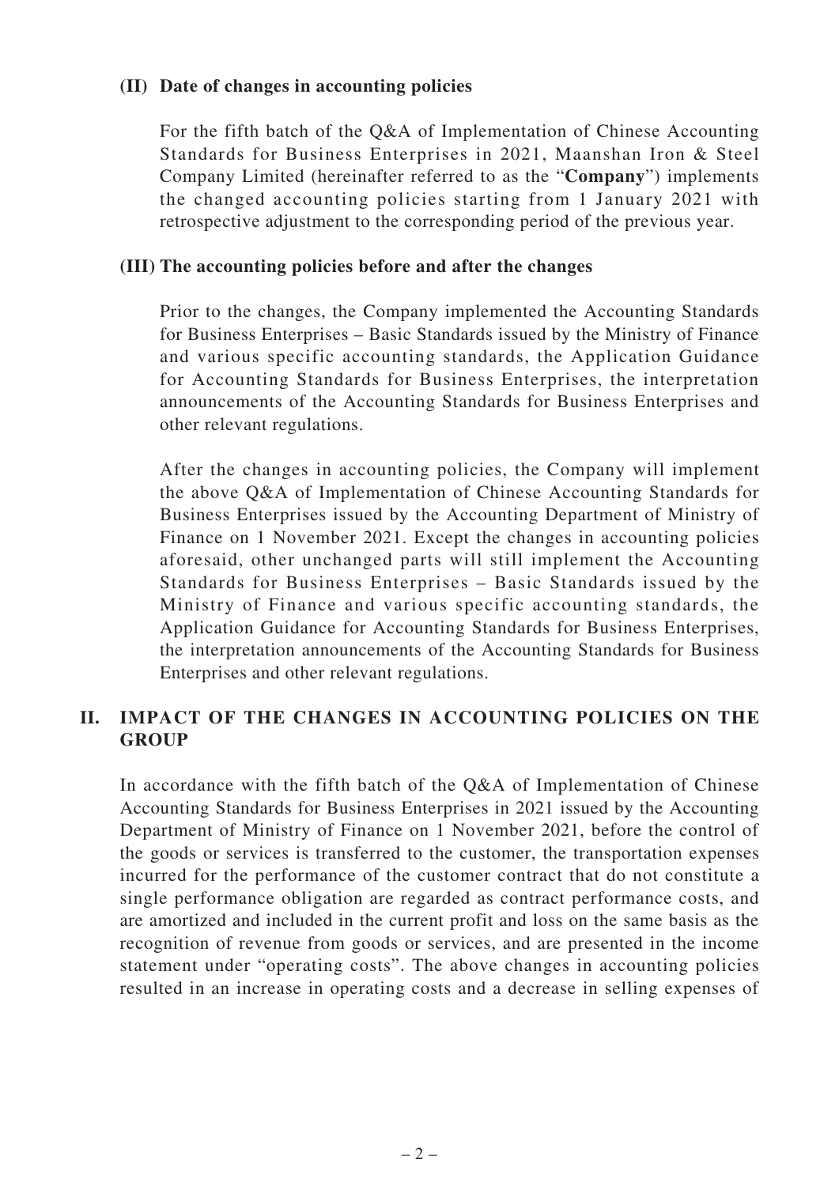### (II) Date of changes in accounting policies

For the fifth batch of the Q&A of Implementation of Chinese Accounting Standards for Business Enterprises in 2021, Maanshan Iron & Steel Company Limited (hereinafter referred to as the "**Company**") implements the changed accounting policies starting from 1 January 2021 with retrospective adjustment to the corresponding period of the previous year.

### (III) The accounting policies before and after the changes

Prior to the changes, the Company implemented the Accounting Standards for Business Enterprises – Basic Standards issued by the Ministry of Finance and various specific accounting standards, the Application Guidance for Accounting Standards for Business Enterprises, the interpretation announcements of the Accounting Standards for Business Enterprises and other relevant regulations.

After the changes in accounting policies, the Company will implement the above Q&A of Implementation of Chinese Accounting Standards for Business Enterprises issued by the Accounting Department of Ministry of Finance on 1 November 2021. Except the changes in accounting policies aforesaid, other unchanged parts will still implement the Accounting Standards for Business Enterprises – Basic Standards issued by the Ministry of Finance and various specific accounting standards, the Application Guidance for Accounting Standards for Business Enterprises, the interpretation announcements of the Accounting Standards for Business Enterprises and other relevant regulations.

## II. IMPACT OF THE CHANGES IN ACCOUNTING POLICIES ON THE GROUP

In accordance with the fifth batch of the Q&A of Implementation of Chinese Accounting Standards for Business Enterprises in 2021 issued by the Accounting Department of Ministry of Finance on 1 November 2021, before the control of the goods or services is transferred to the customer, the transportation expenses incurred for the performance of the customer contract that do not constitute a single performance obligation are regarded as contract performance costs, and are amortized and included in the current profit and loss on the same basis as the recognition of revenue from goods or services, and are presented in the income statement under "operating costs". The above changes in accounting policies resulted in an increase in operating costs and a decrease in selling expenses of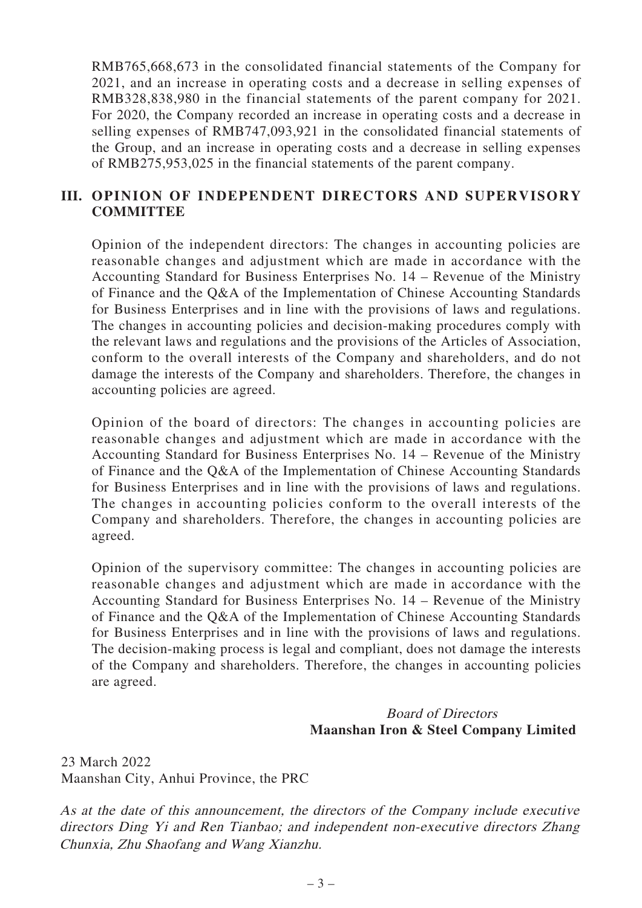RMB765,668,673 in the consolidated financial statements of the Company for 2021, and an increase in operating costs and a decrease in selling expenses of RMB328,838,980 in the financial statements of the parent company for 2021. For 2020, the Company recorded an increase in operating costs and a decrease in selling expenses of RMB747,093,921 in the consolidated financial statements of the Group, and an increase in operating costs and a decrease in selling expenses of RMB275,953,025 in the financial statements of the parent company.

## III. OPINION OF INDEPENDENT DIRECTORS AND SUPERVISORY COMMITTEE

Opinion of the independent directors: The changes in accounting policies are reasonable changes and adjustment which are made in accordance with the Accounting Standard for Business Enterprises No. 14 – Revenue of the Ministry of Finance and the Q&A of the Implementation of Chinese Accounting Standards for Business Enterprises and in line with the provisions of laws and regulations. The changes in accounting policies and decision-making procedures comply with the relevant laws and regulations and the provisions of the Articles of Association, conform to the overall interests of the Company and shareholders, and do not damage the interests of the Company and shareholders. Therefore, the changes in accounting policies are agreed.

Opinion of the board of directors: The changes in accounting policies are reasonable changes and adjustment which are made in accordance with the Accounting Standard for Business Enterprises No. 14 – Revenue of the Ministry of Finance and the Q&A of the Implementation of Chinese Accounting Standards for Business Enterprises and in line with the provisions of laws and regulations. The changes in accounting policies conform to the overall interests of the Company and shareholders. Therefore, the changes in accounting policies are agreed.

Opinion of the supervisory committee: The changes in accounting policies are reasonable changes and adjustment which are made in accordance with the Accounting Standard for Business Enterprises No. 14 – Revenue of the Ministry of Finance and the Q&A of the Implementation of Chinese Accounting Standards for Business Enterprises and in line with the provisions of laws and regulations. The decision-making process is legal and compliant, does not damage the interests of the Company and shareholders. Therefore, the changes in accounting policies are agreed.

*Board of Directors*
**Maanshan Iron & Steel Company Limited**

23 March 2022
Maanshan City, Anhui Province, the PRC

*As at the date of this announcement, the directors of the Company include executive directors Ding Yi and Ren Tianbao; and independent non-executive directors Zhang Chunxia, Zhu Shaofang and Wang Xianzhu.*